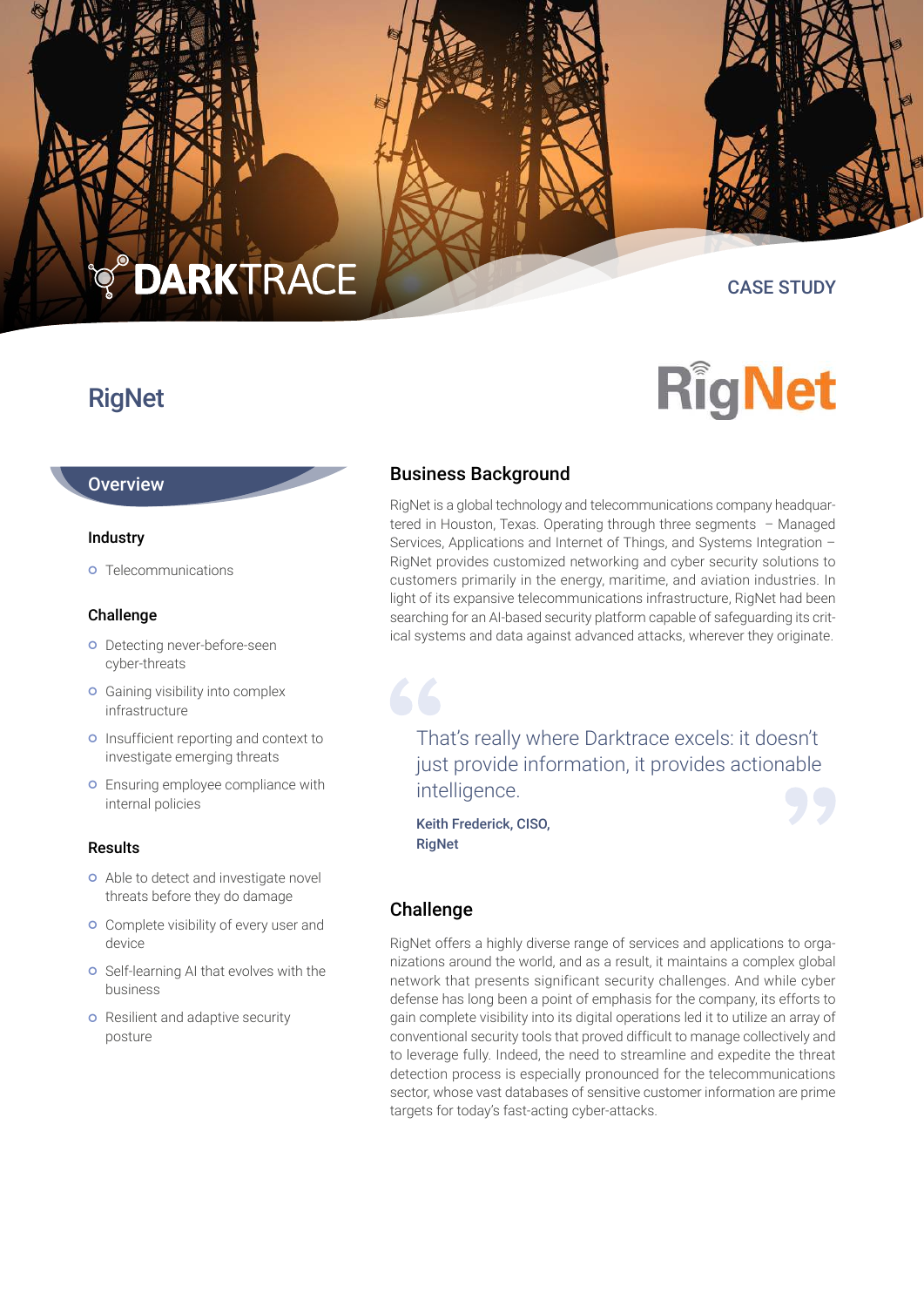DARKTRACE

CASE STUDY

# RigNet

RigNet

## Overview

### Industry

- Telecommunications

### Challenge

- Detecting never-before-seen cyber-threats
- Gaining visibility into complex infrastructure
- Insufficient reporting and context to investigate emerging threats
- Ensuring employee compliance with internal policies

### Results

- Able to detect and investigate novel threats before they do damage
- Complete visibility of every user and device
- Self-learning AI that evolves with the business
- Resilient and adaptive security posture

## Business Background

RigNet is a global technology and telecommunications company headquartered in Houston, Texas. Operating through three segments – Managed Services, Applications and Internet of Things, and Systems Integration – RigNet provides customized networking and cyber security solutions to customers primarily in the energy, maritime, and aviation industries. In light of its expansive telecommunications infrastructure, RigNet had been searching for an AI-based security platform capable of safeguarding its critical systems and data against advanced attacks, wherever they originate.

> That's really where Darktrace excels: it doesn't just provide information, it provides actionable intelligence.
>
> **Keith Frederick, CISO, RigNet**

## Challenge

RigNet offers a highly diverse range of services and applications to organizations around the world, and as a result, it maintains a complex global network that presents significant security challenges. And while cyber defense has long been a point of emphasis for the company, its efforts to gain complete visibility into its digital operations led it to utilize an array of conventional security tools that proved difficult to manage collectively and to leverage fully. Indeed, the need to streamline and expedite the threat detection process is especially pronounced for the telecommunications sector, whose vast databases of sensitive customer information are prime targets for today's fast-acting cyber-attacks.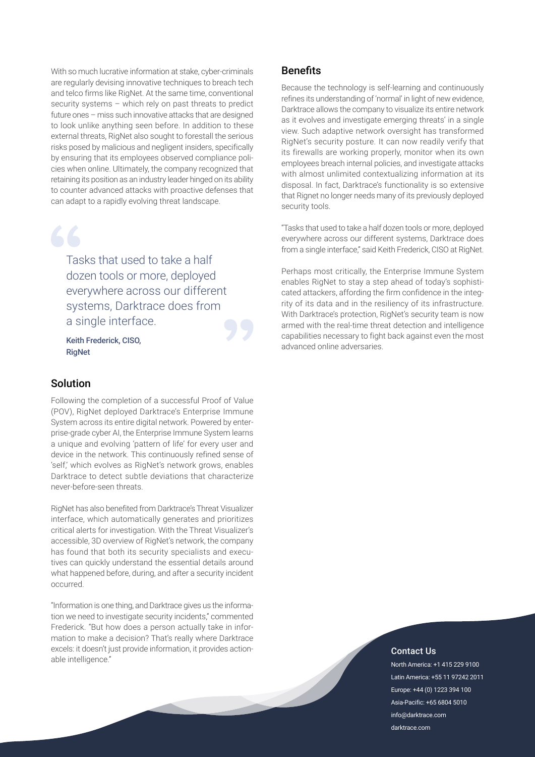With so much lucrative information at stake, cyber-criminals are regularly devising innovative techniques to breach tech and telco firms like RigNet. At the same time, conventional security systems – which rely on past threats to predict future ones – miss such innovative attacks that are designed to look unlike anything seen before. In addition to these external threats, RigNet also sought to forestall the serious risks posed by malicious and negligent insiders, specifically by ensuring that its employees observed compliance policies when online. Ultimately, the company recognized that retaining its position as an industry leader hinged on its ability to counter advanced attacks with proactive defenses that can adapt to a rapidly evolving threat landscape.

> Tasks that used to take a half dozen tools or more, deployed everywhere across our different systems, Darktrace does from a single interface.
>
> **Keith Frederick, CISO, RigNet**

## Solution

Following the completion of a successful Proof of Value (POV), RigNet deployed Darktrace's Enterprise Immune System across its entire digital network. Powered by enterprise-grade cyber AI, the Enterprise Immune System learns a unique and evolving 'pattern of life' for every user and device in the network. This continuously refined sense of 'self,' which evolves as RigNet's network grows, enables Darktrace to detect subtle deviations that characterize never-before-seen threats.

RigNet has also benefited from Darktrace's Threat Visualizer interface, which automatically generates and prioritizes critical alerts for investigation. With the Threat Visualizer's accessible, 3D overview of RigNet's network, the company has found that both its security specialists and executives can quickly understand the essential details around what happened before, during, and after a security incident occurred.

"Information is one thing, and Darktrace gives us the information we need to investigate security incidents," commented Frederick. "But how does a person actually take in information to make a decision? That's really where Darktrace excels: it doesn't just provide information, it provides actionable intelligence."

## Benefits

Because the technology is self-learning and continuously refines its understanding of 'normal' in light of new evidence, Darktrace allows the company to visualize its entire network as it evolves and investigate emerging threats' in a single view. Such adaptive network oversight has transformed RigNet's security posture. It can now readily verify that its firewalls are working properly, monitor when its own employees breach internal policies, and investigate attacks with almost unlimited contextualizing information at its disposal. In fact, Darktrace's functionality is so extensive that Rignet no longer needs many of its previously deployed security tools.

"Tasks that used to take a half dozen tools or more, deployed everywhere across our different systems, Darktrace does from a single interface," said Keith Frederick, CISO at RigNet.

Perhaps most critically, the Enterprise Immune System enables RigNet to stay a step ahead of today's sophisticated attackers, affording the firm confidence in the integrity of its data and in the resiliency of its infrastructure. With Darktrace's protection, RigNet's security team is now armed with the real-time threat detection and intelligence capabilities necessary to fight back against even the most advanced online adversaries.

### Contact Us

North America: +1 415 229 9100
Latin America: +55 11 97242 2011
Europe: +44 (0) 1223 394 100
Asia-Pacific: +65 6804 5010
info@darktrace.com
darktrace.com